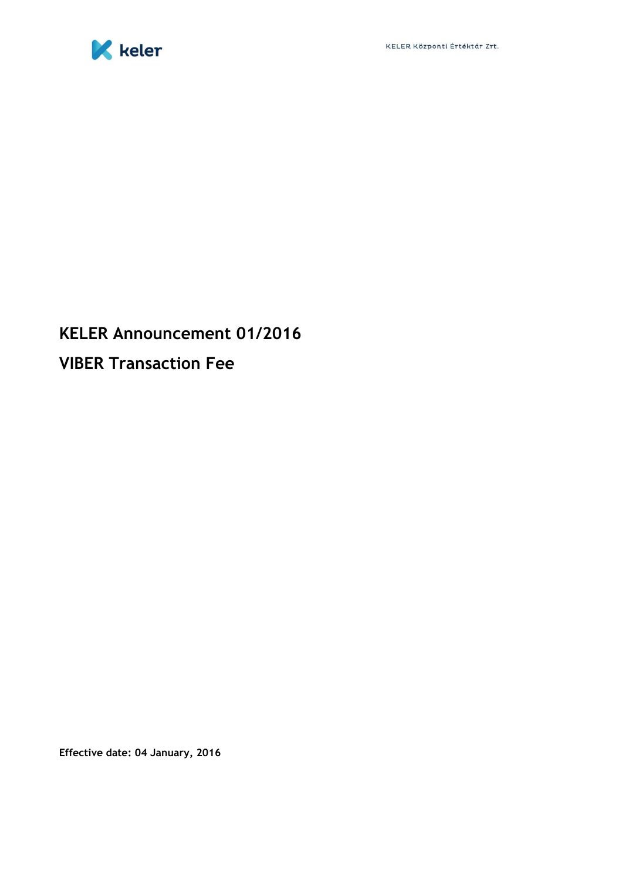# KELER Announcement 01/2016

# VIBER Transaction Fee

**Effective date: 04 January, 2016**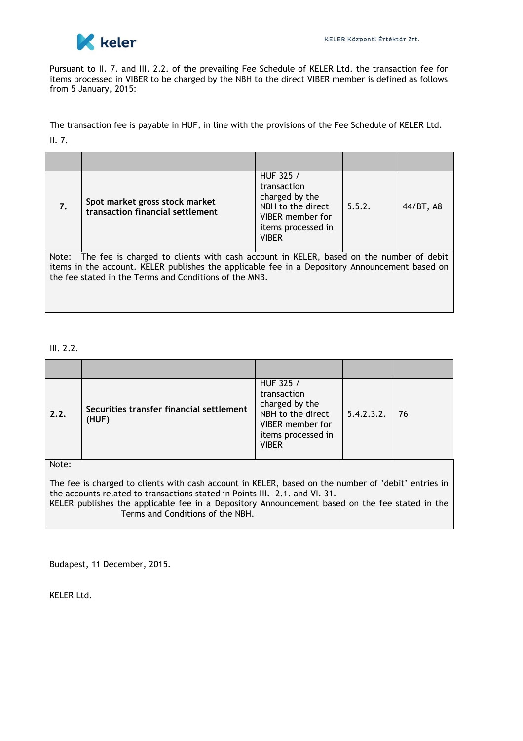Pursuant to II. 7. and III. 2.2. of the prevailing Fee Schedule of KELER Ltd. the transaction fee for items processed in VIBER to be charged by the NBH to the direct VIBER member is defined as follows from 5 January, 2015:

The transaction fee is payable in HUF, in line with the provisions of the Fee Schedule of KELER Ltd.

II. 7.

| | | | | |
|---|---|---|---|---|
| **7.** | **Spot market gross stock market transaction financial settlement** | HUF 325 / transaction charged by the NBH to the direct VIBER member for items processed in VIBER | 5.5.2. | 44/BT, A8 |
| Note: The fee is charged to clients with cash account in KELER, based on the number of debit items in the account. KELER publishes the applicable fee in a Depository Announcement based on the fee stated in the Terms and Conditions of the MNB. | | | | |

III. 2.2.

| | | | | |
|---|---|---|---|---|
| **2.2.** | **Securities transfer financial settlement (HUF)** | HUF 325 / transaction charged by the NBH to the direct VIBER member for items processed in VIBER | 5.4.2.3.2. | 76 |
| Note: The fee is charged to clients with cash account in KELER, based on the number of 'debit' entries in the accounts related to transactions stated in Points III. 2.1. and VI. 31. KELER publishes the applicable fee in a Depository Announcement based on the fee stated in the Terms and Conditions of the NBH. | | | | |

Budapest, 11 December, 2015.

KELER Ltd.